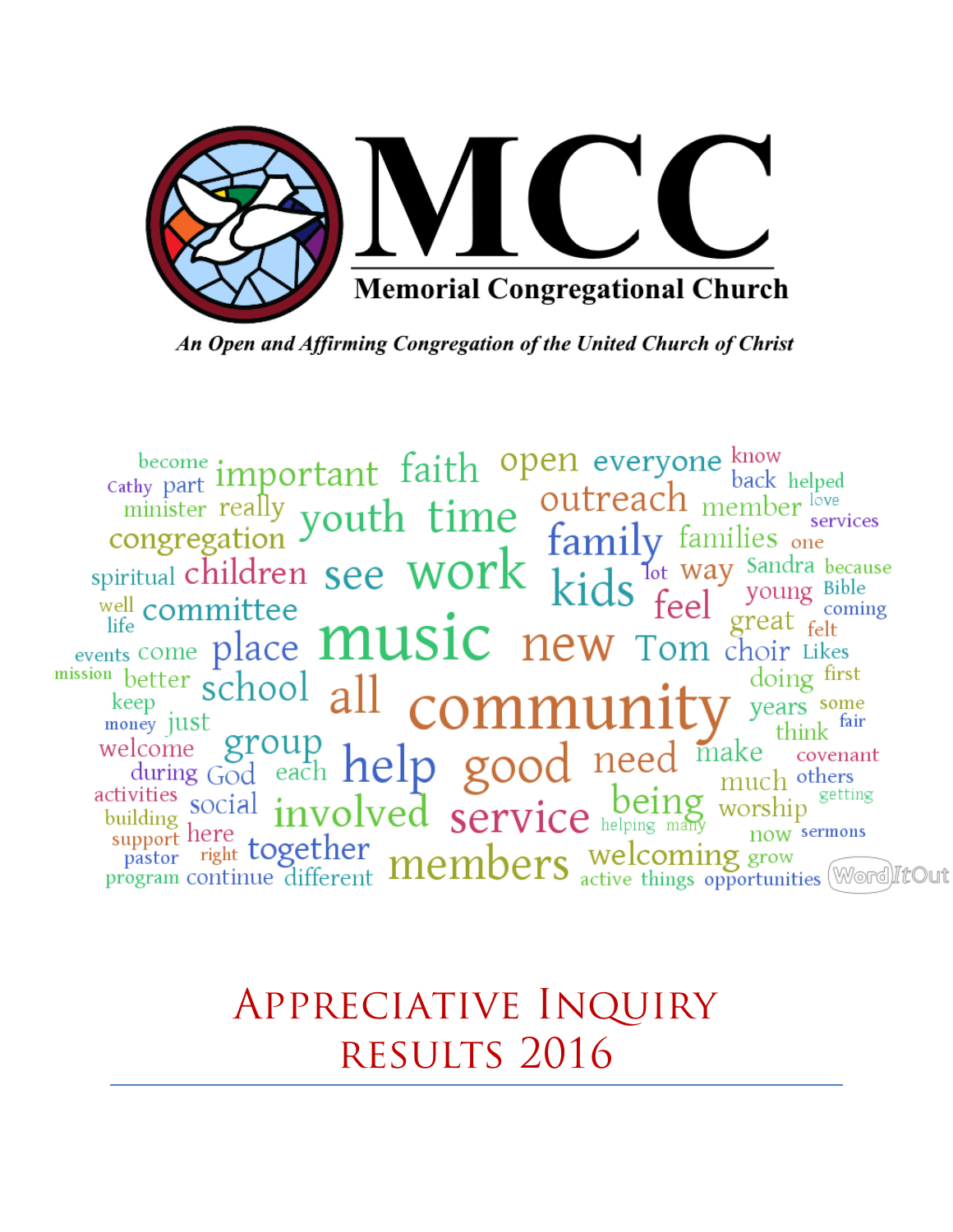# MCC

**Memorial Congregational Church**

*An Open and Affirming Congregation of the United Church of Christ*

become important faith open everyone know
Cathy part back helped
minister really youth time outreach member love
congregation services
family families one
spiritual children see work Sandra because
lot way young Bible
well committee kids feel coming
life great felt
events come place music new Tom choir Likes
mission better doing first
school all community
keep years some
money just think fair
welcome group make covenant
during God each help good need much others
activities being getting
social worship
building involved service helping many
support here now sermons
pastor right together welcoming grow
program continue different members active things opportunities

WordItOut

# Appreciative Inquiry Results 2016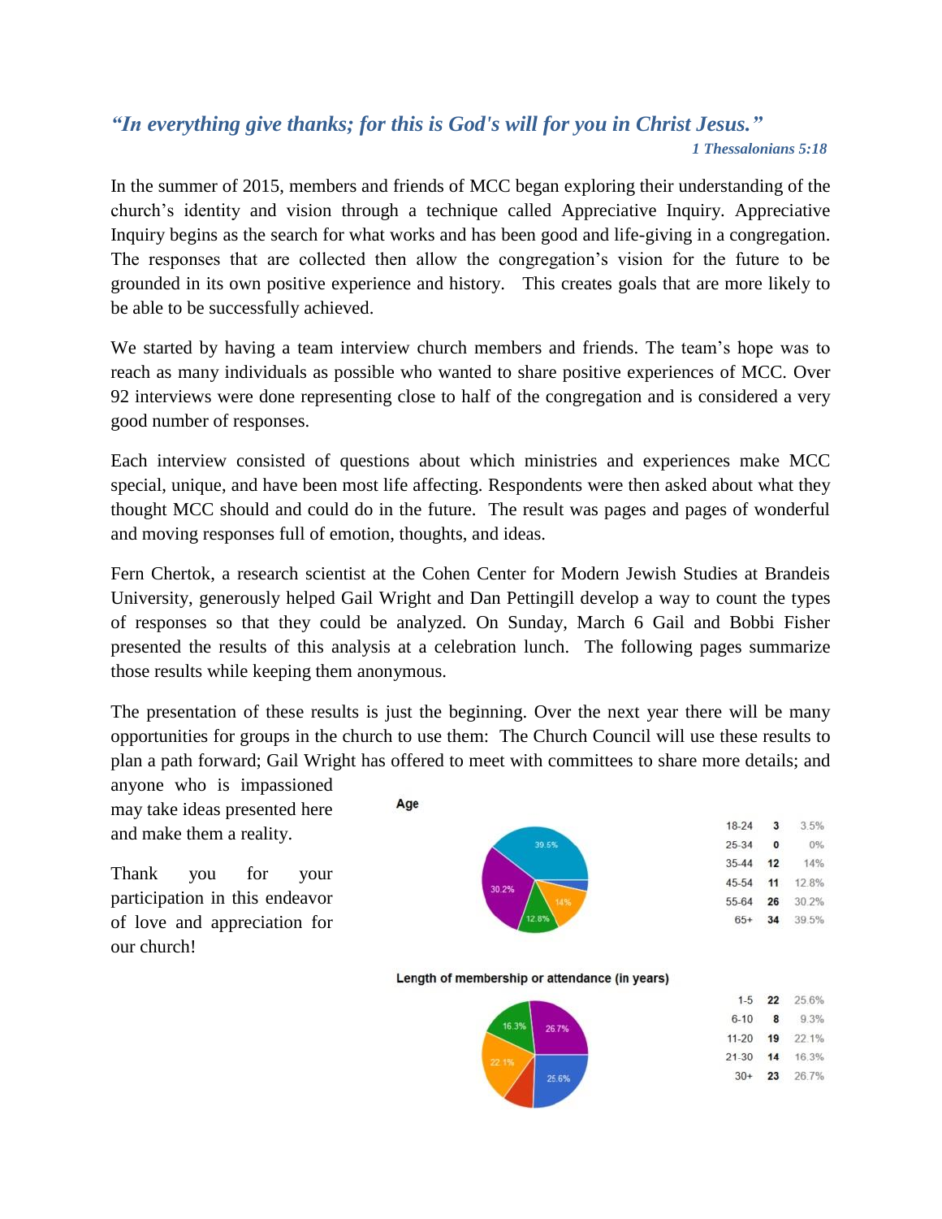*“In everything give thanks; for this is God's will for you in Christ Jesus.”*

***1 Thessalonians 5:18***

In the summer of 2015, members and friends of MCC began exploring their understanding of the church’s identity and vision through a technique called Appreciative Inquiry. Appreciative Inquiry begins as the search for what works and has been good and life-giving in a congregation. The responses that are collected then allow the congregation’s vision for the future to be grounded in its own positive experience and history. This creates goals that are more likely to be able to be successfully achieved.

We started by having a team interview church members and friends. The team’s hope was to reach as many individuals as possible who wanted to share positive experiences of MCC. Over 92 interviews were done representing close to half of the congregation and is considered a very good number of responses.

Each interview consisted of questions about which ministries and experiences make MCC special, unique, and have been most life affecting. Respondents were then asked about what they thought MCC should and could do in the future. The result was pages and pages of wonderful and moving responses full of emotion, thoughts, and ideas.

Fern Chertok, a research scientist at the Cohen Center for Modern Jewish Studies at Brandeis University, generously helped Gail Wright and Dan Pettingill develop a way to count the types of responses so that they could be analyzed. On Sunday, March 6 Gail and Bobbi Fisher presented the results of this analysis at a celebration lunch. The following pages summarize those results while keeping them anonymous.

The presentation of these results is just the beginning. Over the next year there will be many opportunities for groups in the church to use them: The Church Council will use these results to plan a path forward; Gail Wright has offered to meet with committees to share more details; and anyone who is impassioned may take ideas presented here and make them a reality.

Thank you for your participation in this endeavor of love and appreciation for our church!

**Age**

| Age | Count | Percent |
|---|---|---|
| 18-24 | 3 | 3.5% |
| 25-34 | 0 | 0% |
| 35-44 | 12 | 14% |
| 45-54 | 11 | 12.8% |
| 55-64 | 26 | 30.2% |
| 65+ | 34 | 39.5% |

**Length of membership or attendance (in years)**

| Years | Count | Percent |
|---|---|---|
| 1-5 | 22 | 25.6% |
| 6-10 | 8 | 9.3% |
| 11-20 | 19 | 22.1% |
| 21-30 | 14 | 16.3% |
| 30+ | 23 | 26.7% |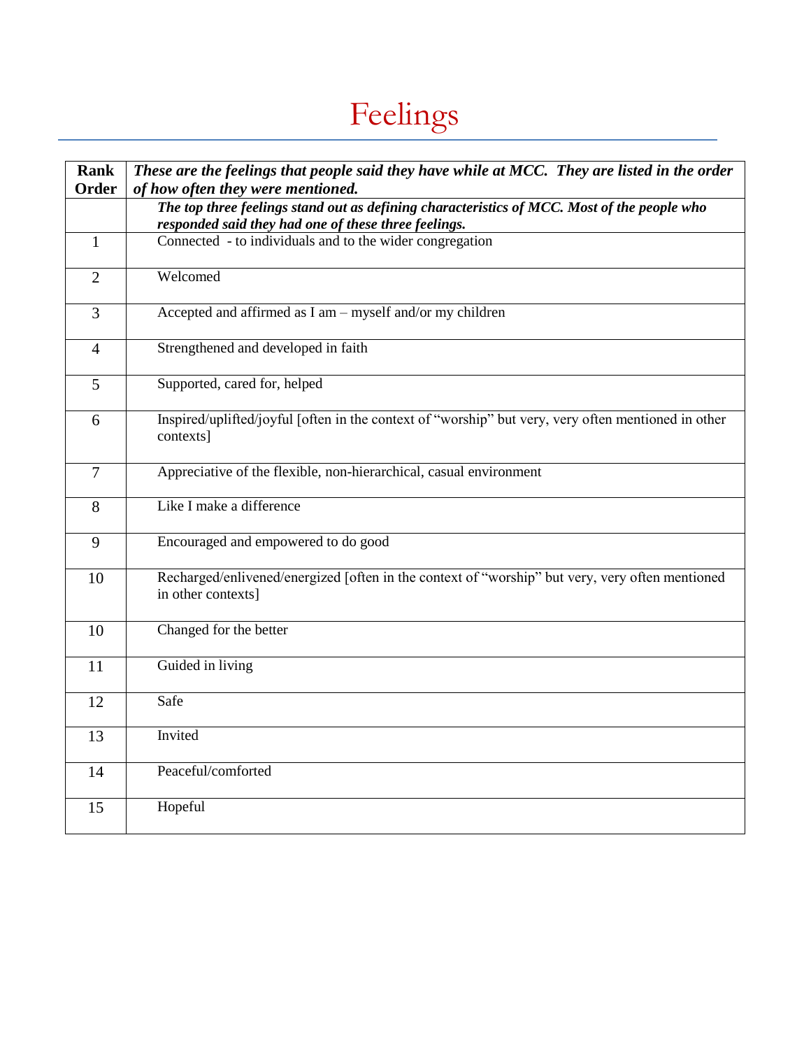# Feelings

| Rank Order | ***These are the feelings that people said they have while at MCC. They are listed in the order of how often they were mentioned.*** |
|---|---|
| | ***The top three feelings stand out as defining characteristics of MCC. Most of the people who responded said they had one of these three feelings.*** |
| 1 | Connected - to individuals and to the wider congregation |
| 2 | Welcomed |
| 3 | Accepted and affirmed as I am – myself and/or my children |
| 4 | Strengthened and developed in faith |
| 5 | Supported, cared for, helped |
| 6 | Inspired/uplifted/joyful [often in the context of "worship" but very, very often mentioned in other contexts] |
| 7 | Appreciative of the flexible, non-hierarchical, casual environment |
| 8 | Like I make a difference |
| 9 | Encouraged and empowered to do good |
| 10 | Recharged/enlivened/energized [often in the context of "worship" but very, very often mentioned in other contexts] |
| 10 | Changed for the better |
| 11 | Guided in living |
| 12 | Safe |
| 13 | Invited |
| 14 | Peaceful/comforted |
| 15 | Hopeful |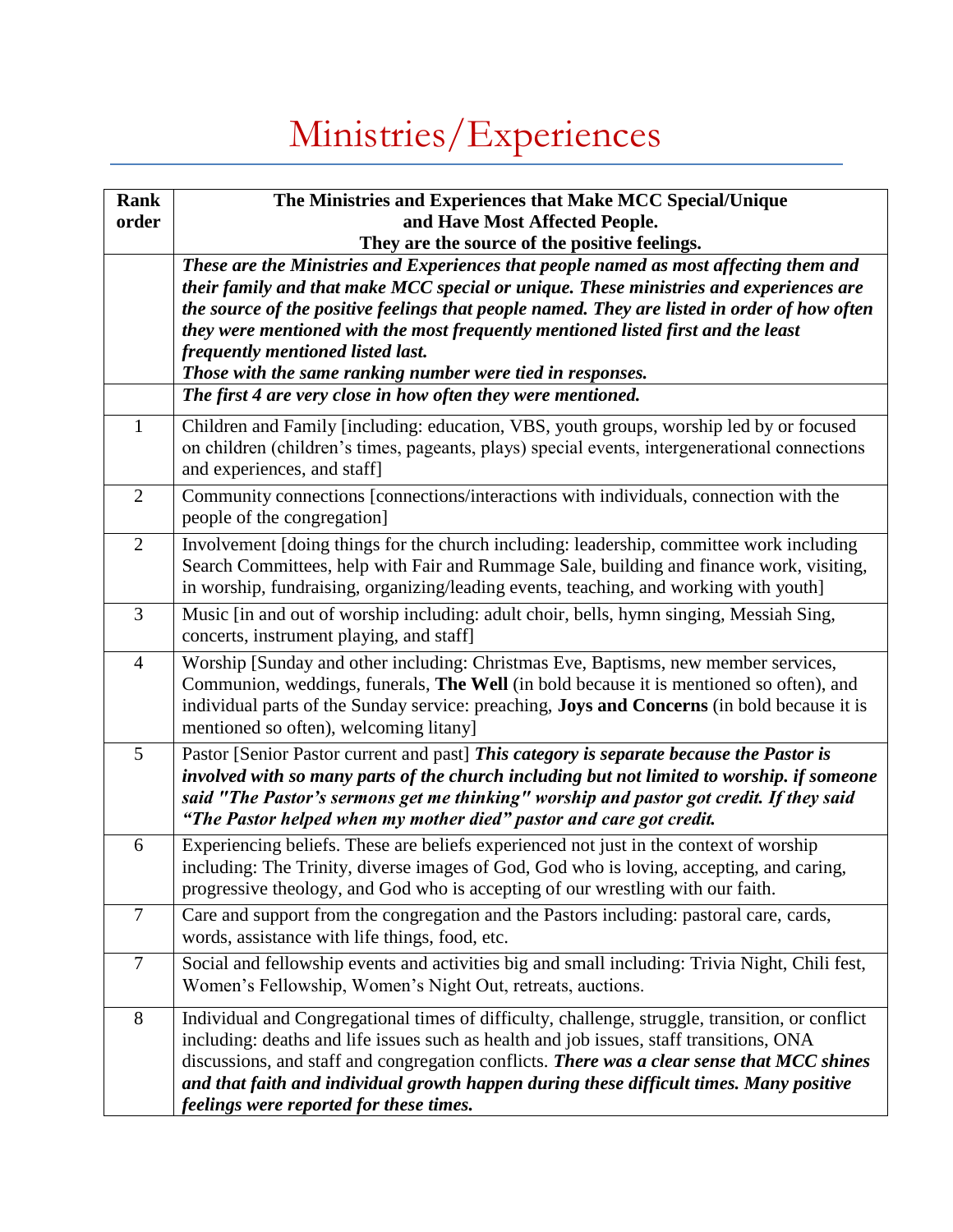# Ministries/Experiences

| Rank order | The Ministries and Experiences that Make MCC Special/Unique and Have Most Affected People. They are the source of the positive feelings. |
|---|---|
| | ***These are the Ministries and Experiences that people named as most affecting them and their family and that make MCC special or unique. These ministries and experiences are the source of the positive feelings that people named. They are listed in order of how often they were mentioned with the most frequently mentioned listed first and the least frequently mentioned listed last.*** ***Those with the same ranking number were tied in responses.*** |
| | ***The first 4 are very close in how often they were mentioned.*** |
| 1 | Children and Family [including: education, VBS, youth groups, worship led by or focused on children (children's times, pageants, plays) special events, intergenerational connections and experiences, and staff] |
| 2 | Community connections [connections/interactions with individuals, connection with the people of the congregation] |
| 2 | Involvement [doing things for the church including: leadership, committee work including Search Committees, help with Fair and Rummage Sale, building and finance work, visiting, in worship, fundraising, organizing/leading events, teaching, and working with youth] |
| 3 | Music [in and out of worship including: adult choir, bells, hymn singing, Messiah Sing, concerts, instrument playing, and staff] |
| 4 | Worship [Sunday and other including: Christmas Eve, Baptisms, new member services, Communion, weddings, funerals, **The Well** (in bold because it is mentioned so often), and individual parts of the Sunday service: preaching, **Joys and Concerns** (in bold because it is mentioned so often), welcoming litany] |
| 5 | Pastor [Senior Pastor current and past] ***This category is separate because the Pastor is involved with so many parts of the church including but not limited to worship. if someone said "The Pastor's sermons get me thinking" worship and pastor got credit. If they said "The Pastor helped when my mother died" pastor and care got credit.*** |
| 6 | Experiencing beliefs. These are beliefs experienced not just in the context of worship including: The Trinity, diverse images of God, God who is loving, accepting, and caring, progressive theology, and God who is accepting of our wrestling with our faith. |
| 7 | Care and support from the congregation and the Pastors including: pastoral care, cards, words, assistance with life things, food, etc. |
| 7 | Social and fellowship events and activities big and small including: Trivia Night, Chili fest, Women's Fellowship, Women's Night Out, retreats, auctions. |
| 8 | Individual and Congregational times of difficulty, challenge, struggle, transition, or conflict including: deaths and life issues such as health and job issues, staff transitions, ONA discussions, and staff and congregation conflicts. ***There was a clear sense that MCC shines and that faith and individual growth happen during these difficult times. Many positive feelings were reported for these times.*** |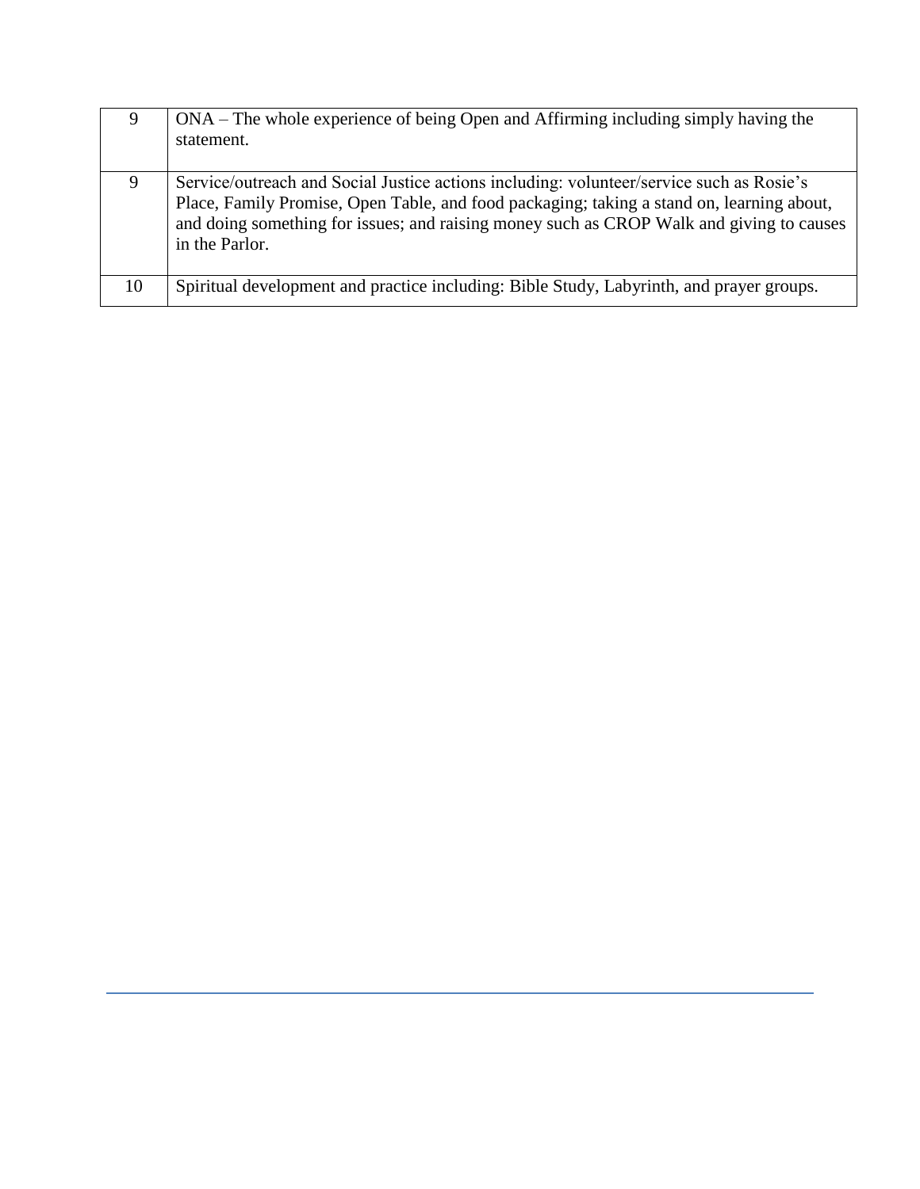| | |
|---|---|
| 9 | ONA – The whole experience of being Open and Affirming including simply having the statement. |
| 9 | Service/outreach and Social Justice actions including: volunteer/service such as Rosie's Place, Family Promise, Open Table, and food packaging; taking a stand on, learning about, and doing something for issues; and raising money such as CROP Walk and giving to causes in the Parlor. |
| 10 | Spiritual development and practice including: Bible Study, Labyrinth, and prayer groups. |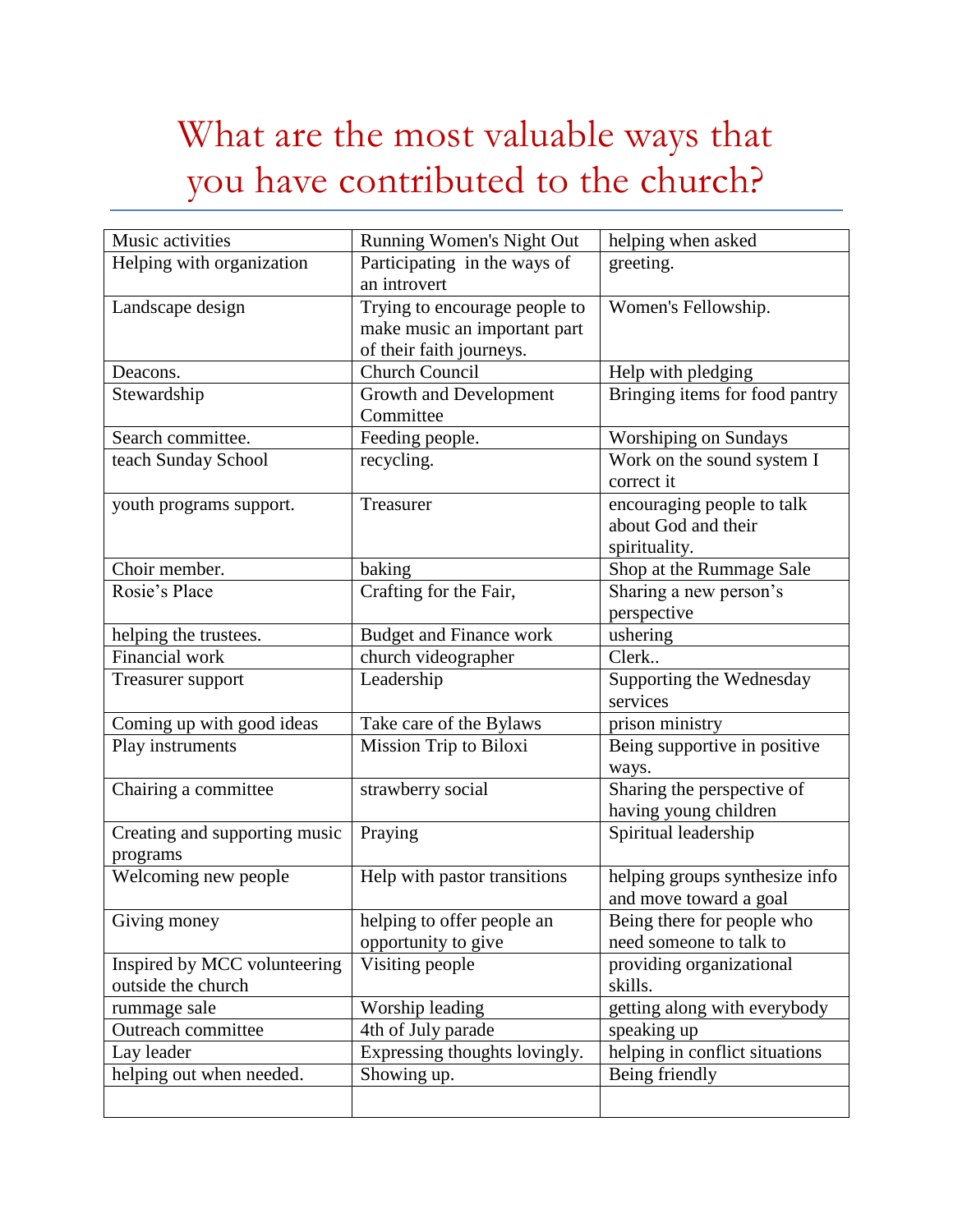# What are the most valuable ways that you have contributed to the church?

| | | |
|---|---|---|
| Music activities | Running Women's Night Out | helping when asked |
| Helping with organization | Participating in the ways of an introvert | greeting. |
| Landscape design | Trying to encourage people to make music an important part of their faith journeys. | Women's Fellowship. |
| Deacons. | Church Council | Help with pledging |
| Stewardship | Growth and Development Committee | Bringing items for food pantry |
| Search committee. | Feeding people. | Worshiping on Sundays |
| teach Sunday School | recycling. | Work on the sound system I correct it |
| youth programs support. | Treasurer | encouraging people to talk about God and their spirituality. |
| Choir member. | baking | Shop at the Rummage Sale |
| Rosie's Place | Crafting for the Fair, | Sharing a new person's perspective |
| helping the trustees. | Budget and Finance work | ushering |
| Financial work | church videographer | Clerk.. |
| Treasurer support | Leadership | Supporting the Wednesday services |
| Coming up with good ideas | Take care of the Bylaws | prison ministry |
| Play instruments | Mission Trip to Biloxi | Being supportive in positive ways. |
| Chairing a committee | strawberry social | Sharing the perspective of having young children |
| Creating and supporting music programs | Praying | Spiritual leadership |
| Welcoming new people | Help with pastor transitions | helping groups synthesize info and move toward a goal |
| Giving money | helping to offer people an opportunity to give | Being there for people who need someone to talk to |
| Inspired by MCC volunteering outside the church | Visiting people | providing organizational skills. |
| rummage sale | Worship leading | getting along with everybody |
| Outreach committee | 4th of July parade | speaking up |
| Lay leader | Expressing thoughts lovingly. | helping in conflict situations |
| helping out when needed. | Showing up. | Being friendly |
| | | |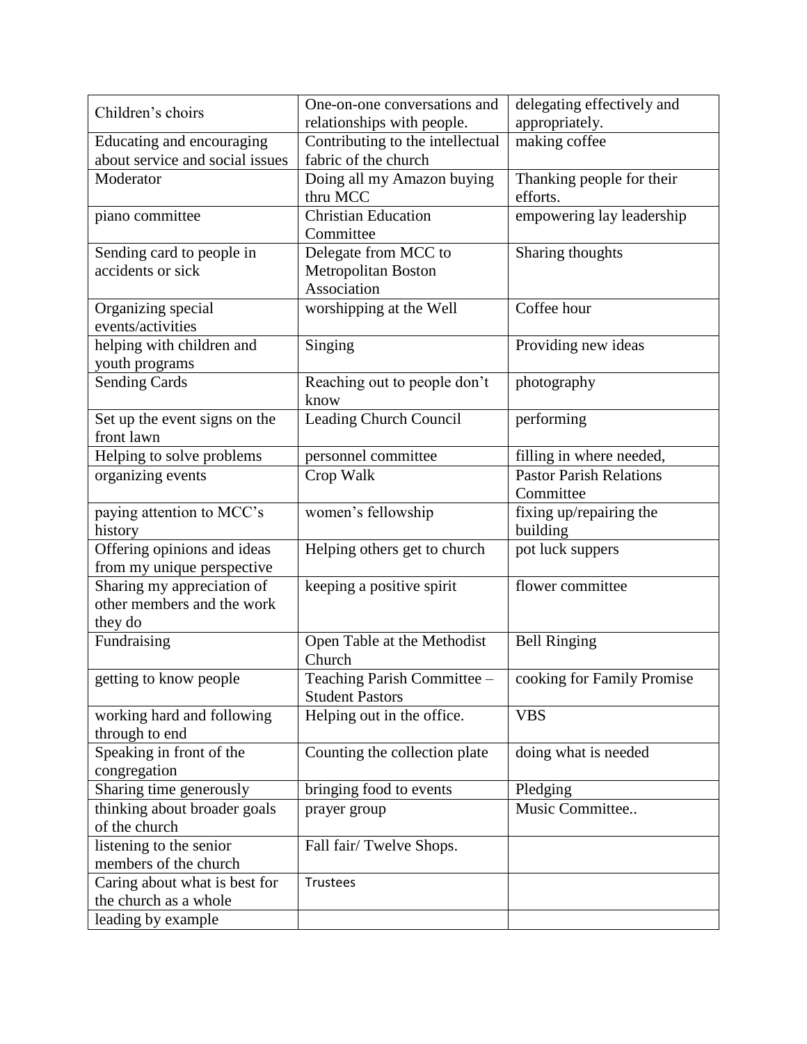| Children's choirs | One-on-one conversations and relationships with people. | delegating effectively and appropriately. |
|---|---|---|
| Educating and encouraging about service and social issues | Contributing to the intellectual fabric of the church | making coffee |
| Moderator | Doing all my Amazon buying thru MCC | Thanking people for their efforts. |
| piano committee | Christian Education Committee | empowering lay leadership |
| Sending card to people in accidents or sick | Delegate from MCC to Metropolitan Boston Association | Sharing thoughts |
| Organizing special events/activities | worshipping at the Well | Coffee hour |
| helping with children and youth programs | Singing | Providing new ideas |
| Sending Cards | Reaching out to people don't know | photography |
| Set up the event signs on the front lawn | Leading Church Council | performing |
| Helping to solve problems | personnel committee | filling in where needed, |
| organizing events | Crop Walk | Pastor Parish Relations Committee |
| paying attention to MCC's history | women's fellowship | fixing up/repairing the building |
| Offering opinions and ideas from my unique perspective | Helping others get to church | pot luck suppers |
| Sharing my appreciation of other members and the work they do | keeping a positive spirit | flower committee |
| Fundraising | Open Table at the Methodist Church | Bell Ringing |
| getting to know people | Teaching Parish Committee – Student Pastors | cooking for Family Promise |
| working hard and following through to end | Helping out in the office. | VBS |
| Speaking in front of the congregation | Counting the collection plate | doing what is needed |
| Sharing time generously | bringing food to events | Pledging |
| thinking about broader goals of the church | prayer group | Music Committee.. |
| listening to the senior members of the church | Fall fair/ Twelve Shops. | |
| Caring about what is best for the church as a whole | Trustees | |
| leading by example | | |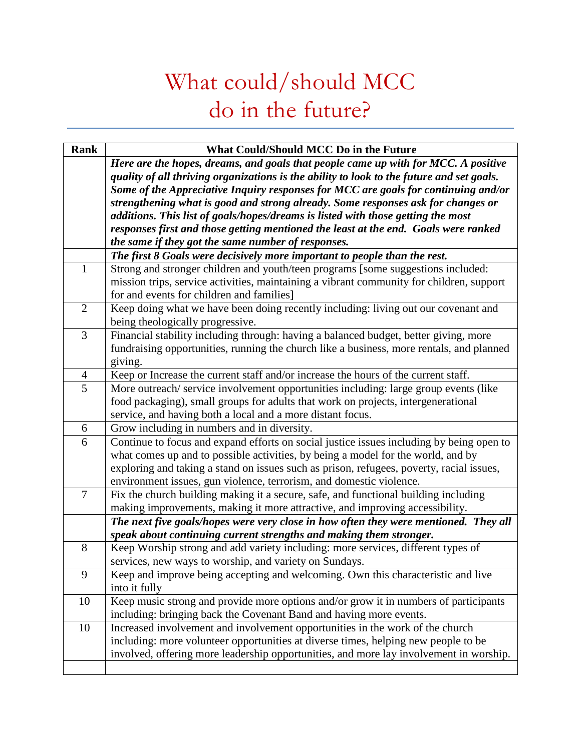# What could/should MCC do in the future?

| Rank | What Could/Should MCC Do in the Future |
|---|---|
| | ***Here are the hopes, dreams, and goals that people came up with for MCC. A positive quality of all thriving organizations is the ability to look to the future and set goals. Some of the Appreciative Inquiry responses for MCC are goals for continuing and/or strengthening what is good and strong already. Some responses ask for changes or additions. This list of goals/hopes/dreams is listed with those getting the most responses first and those getting mentioned the least at the end. Goals were ranked the same if they got the same number of responses.*** |
| | ***The first 8 Goals were decisively more important to people than the rest.*** |
| 1 | Strong and stronger children and youth/teen programs [some suggestions included: mission trips, service activities, maintaining a vibrant community for children, support for and events for children and families] |
| 2 | Keep doing what we have been doing recently including: living out our covenant and being theologically progressive. |
| 3 | Financial stability including through: having a balanced budget, better giving, more fundraising opportunities, running the church like a business, more rentals, and planned giving. |
| 4 | Keep or Increase the current staff and/or increase the hours of the current staff. |
| 5 | More outreach/ service involvement opportunities including: large group events (like food packaging), small groups for adults that work on projects, intergenerational service, and having both a local and a more distant focus. |
| 6 | Grow including in numbers and in diversity. |
| 6 | Continue to focus and expand efforts on social justice issues including by being open to what comes up and to possible activities, by being a model for the world, and by exploring and taking a stand on issues such as prison, refugees, poverty, racial issues, environment issues, gun violence, terrorism, and domestic violence. |
| 7 | Fix the church building making it a secure, safe, and functional building including making improvements, making it more attractive, and improving accessibility. |
| | ***The next five goals/hopes were very close in how often they were mentioned. They all speak about continuing current strengths and making them stronger.*** |
| 8 | Keep Worship strong and add variety including: more services, different types of services, new ways to worship, and variety on Sundays. |
| 9 | Keep and improve being accepting and welcoming. Own this characteristic and live into it fully |
| 10 | Keep music strong and provide more options and/or grow it in numbers of participants including: bringing back the Covenant Band and having more events. |
| 10 | Increased involvement and involvement opportunities in the work of the church including: more volunteer opportunities at diverse times, helping new people to be involved, offering more leadership opportunities, and more lay involvement in worship. |
| | |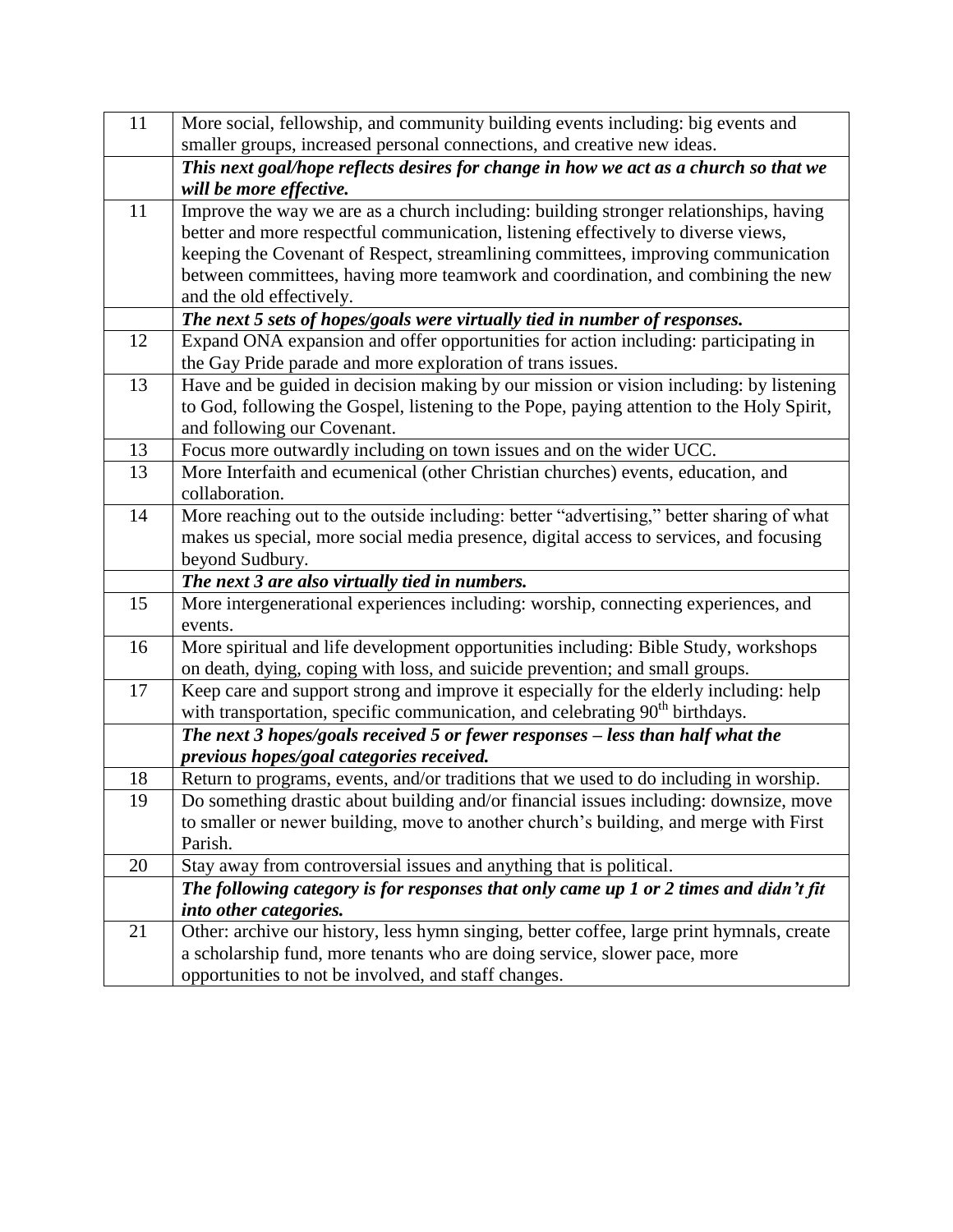| | |
|---|---|
| 11 | More social, fellowship, and community building events including: big events and smaller groups, increased personal connections, and creative new ideas. |
| | ***This next goal/hope reflects desires for change in how we act as a church so that we will be more effective.*** |
| 11 | Improve the way we are as a church including: building stronger relationships, having better and more respectful communication, listening effectively to diverse views, keeping the Covenant of Respect, streamlining committees, improving communication between committees, having more teamwork and coordination, and combining the new and the old effectively. |
| | ***The next 5 sets of hopes/goals were virtually tied in number of responses.*** |
| 12 | Expand ONA expansion and offer opportunities for action including: participating in the Gay Pride parade and more exploration of trans issues. |
| 13 | Have and be guided in decision making by our mission or vision including: by listening to God, following the Gospel, listening to the Pope, paying attention to the Holy Spirit, and following our Covenant. |
| 13 | Focus more outwardly including on town issues and on the wider UCC. |
| 13 | More Interfaith and ecumenical (other Christian churches) events, education, and collaboration. |
| 14 | More reaching out to the outside including: better "advertising," better sharing of what makes us special, more social media presence, digital access to services, and focusing beyond Sudbury. |
| | ***The next 3 are also virtually tied in numbers.*** |
| 15 | More intergenerational experiences including: worship, connecting experiences, and events. |
| 16 | More spiritual and life development opportunities including: Bible Study, workshops on death, dying, coping with loss, and suicide prevention; and small groups. |
| 17 | Keep care and support strong and improve it especially for the elderly including: help with transportation, specific communication, and celebrating 90th birthdays. |
| | ***The next 3 hopes/goals received 5 or fewer responses – less than half what the previous hopes/goal categories received.*** |
| 18 | Return to programs, events, and/or traditions that we used to do including in worship. |
| 19 | Do something drastic about building and/or financial issues including: downsize, move to smaller or newer building, move to another church's building, and merge with First Parish. |
| 20 | Stay away from controversial issues and anything that is political. |
| | ***The following category is for responses that only came up 1 or 2 times and didn't fit into other categories.*** |
| 21 | Other: archive our history, less hymn singing, better coffee, large print hymnals, create a scholarship fund, more tenants who are doing service, slower pace, more opportunities to not be involved, and staff changes. |